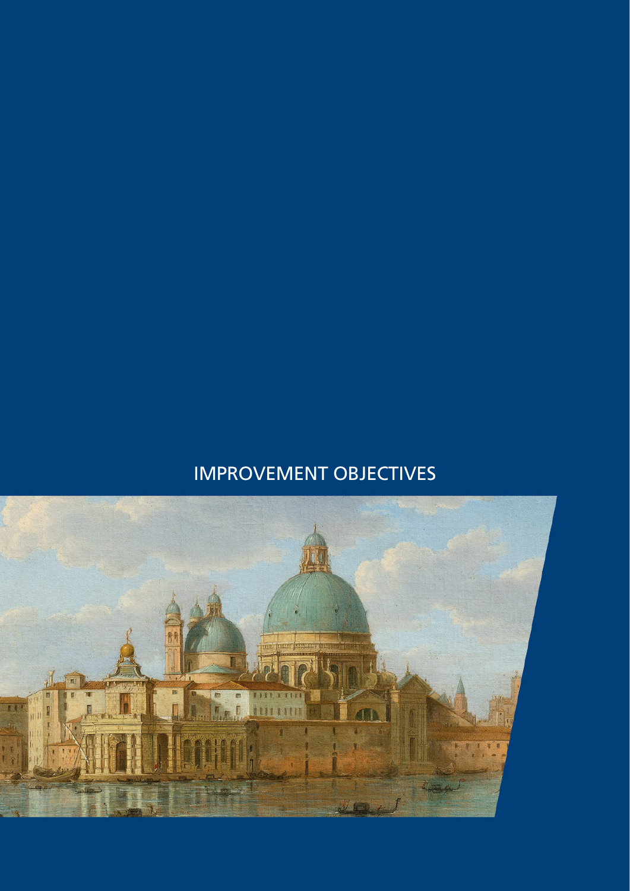# IMPROVEMENT OBJECTIVES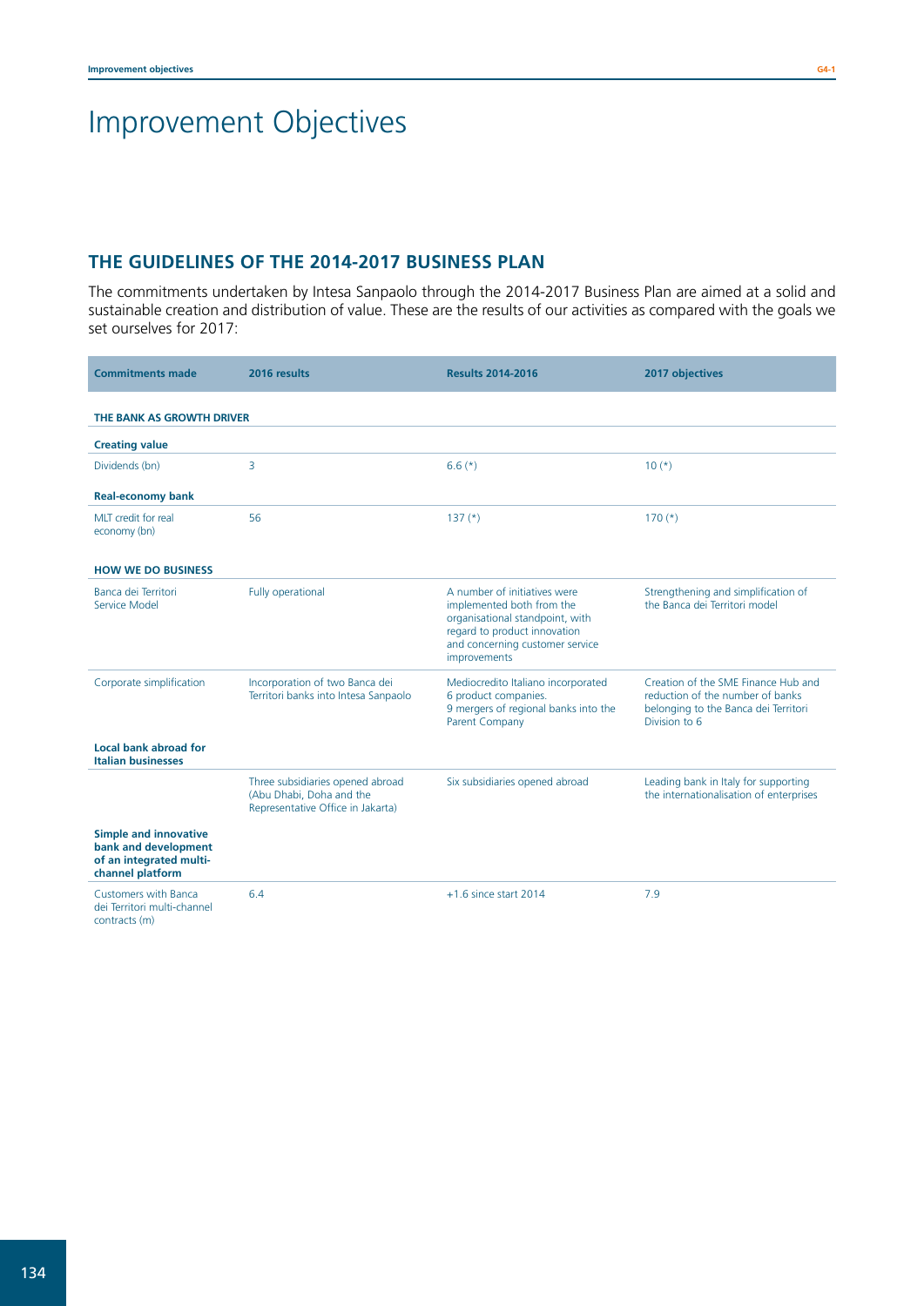# Improvement Objectives

## THE GUIDELINES OF THE 2014-2017 BUSINESS PLAN

The commitments undertaken by Intesa Sanpaolo through the 2014-2017 Business Plan are aimed at a solid and sustainable creation and distribution of value. These are the results of our activities as compared with the goals we set ourselves for 2017:

| Commitments made | 2016 results | Results 2014-2016 | 2017 objectives |
|---|---|---|---|
| **THE BANK AS GROWTH DRIVER** | | | |
| **Creating value** | | | |
| Dividends (bn) | 3 | 6.6 (*) | 10 (*) |
| **Real-economy bank** | | | |
| MLT credit for real economy (bn) | 56 | 137 (*) | 170 (*) |
| **HOW WE DO BUSINESS** | | | |
| Banca dei Territori Service Model | Fully operational | A number of initiatives were implemented both from the organisational standpoint, with regard to product innovation and concerning customer service improvements | Strengthening and simplification of the Banca dei Territori model |
| Corporate simplification | Incorporation of two Banca dei Territori banks into Intesa Sanpaolo | Mediocredito Italiano incorporated 6 product companies. 9 mergers of regional banks into the Parent Company | Creation of the SME Finance Hub and reduction of the number of banks belonging to the Banca dei Territori Division to 6 |
| **Local bank abroad for Italian businesses** | | | |
| | Three subsidiaries opened abroad (Abu Dhabi, Doha and the Representative Office in Jakarta) | Six subsidiaries opened abroad | Leading bank in Italy for supporting the internationalisation of enterprises |
| **Simple and innovative bank and development of an integrated multi-channel platform** | | | |
| Customers with Banca dei Territori multi-channel contracts (m) | 6.4 | +1.6 since start 2014 | 7.9 |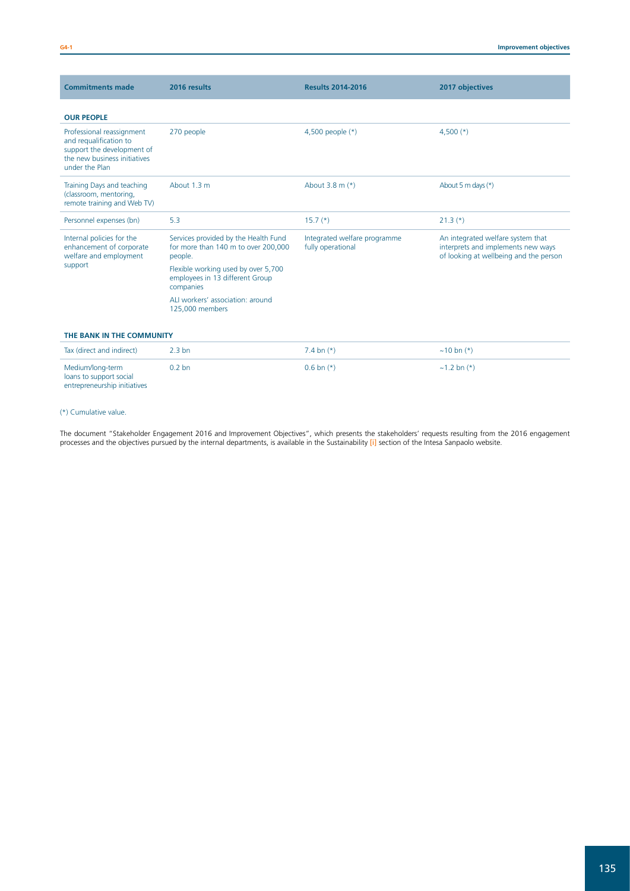| Commitments made | 2016 results | Results 2014-2016 | 2017 objectives |
|---|---|---|---|
| **OUR PEOPLE** | | | |
| Professional reassignment and requalification to support the development of the new business initiatives under the Plan | 270 people | 4,500 people (*) | 4,500 (*) |
| Training Days and teaching (classroom, mentoring, remote training and Web TV) | About 1.3 m | About 3.8 m (*) | About 5 m days (*) |
| Personnel expenses (bn) | 5.3 | 15.7 (*) | 21.3 (*) |
| Internal policies for the enhancement of corporate welfare and employment support | Services provided by the Health Fund for more than 140 m to over 200,000 people.<br>Flexible working used by over 5,700 employees in 13 different Group companies<br>ALI workers' association: around 125,000 members | Integrated welfare programme fully operational | An integrated welfare system that interprets and implements new ways of looking at wellbeing and the person |
| **THE BANK IN THE COMMUNITY** | | | |
| Tax (direct and indirect) | 2.3 bn | 7.4 bn (*) | ~10 bn (*) |
| Medium/long-term loans to support social entrepreneurship initiatives | 0.2 bn | 0.6 bn (*) | ~1.2 bn (*) |

(*) Cumulative value.

The document "Stakeholder Engagement 2016 and Improvement Objectives", which presents the stakeholders' requests resulting from the 2016 engagement processes and the objectives pursued by the internal departments, is available in the Sustainability [i] section of the Intesa Sanpaolo website.